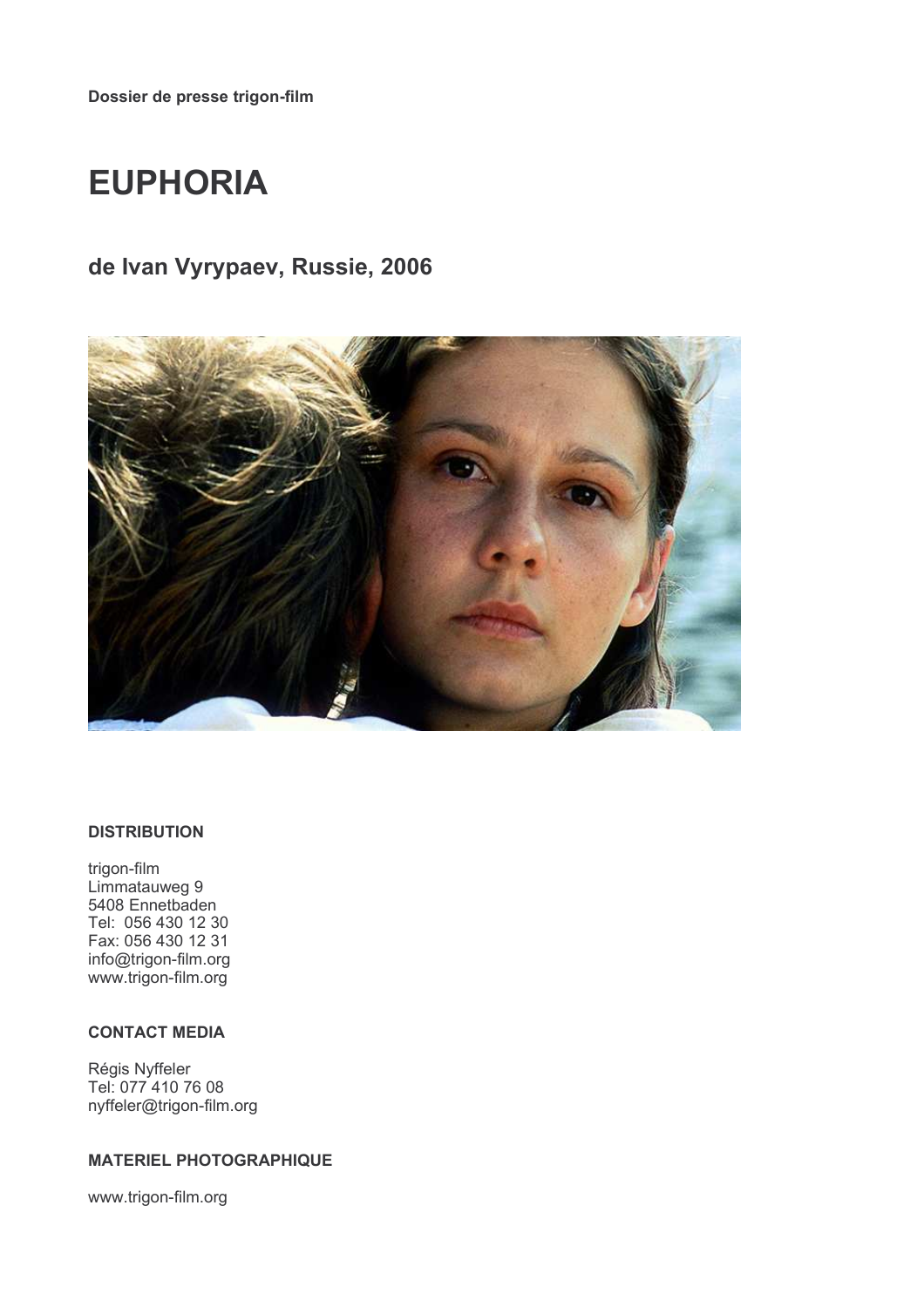**Dossier de presse trigon-film**

# EUPHORIA

## de Ivan Vyrypaev, Russie, 2006

### DISTRIBUTION

trigon-film
Limmatauweg 9
5408 Ennetbaden
Tel: 056 430 12 30
Fax: 056 430 12 31
info@trigon-film.org
www.trigon-film.org

### CONTACT MEDIA

Régis Nyffeler
Tel: 077 410 76 08
nyffeler@trigon-film.org

### MATERIEL PHOTOGRAPHIQUE

www.trigon-film.org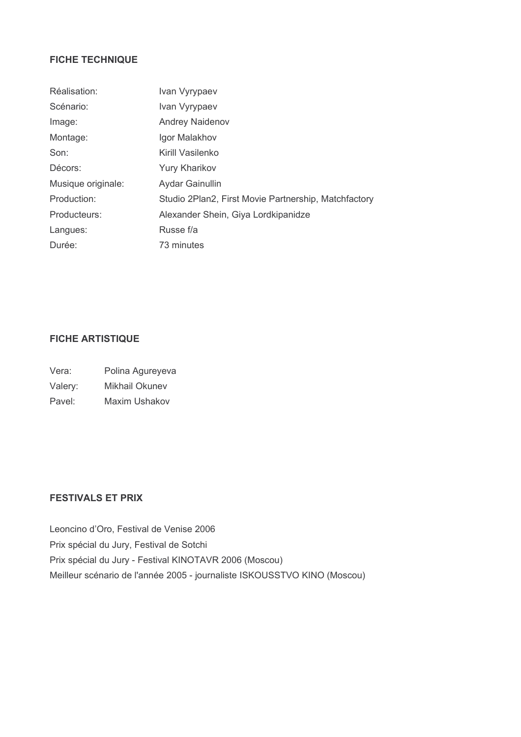## FICHE TECHNIQUE

| | |
|---|---|
| Réalisation: | Ivan Vyrypaev |
| Scénario: | Ivan Vyrypaev |
| Image: | Andrey Naidenov |
| Montage: | Igor Malakhov |
| Son: | Kirill Vasilenko |
| Décors: | Yury Kharikov |
| Musique originale: | Aydar Gainullin |
| Production: | Studio 2Plan2, First Movie Partnership, Matchfactory |
| Producteurs: | Alexander Shein, Giya Lordkipanidze |
| Langues: | Russe f/a |
| Durée: | 73 minutes |

## FICHE ARTISTIQUE

| | |
|---|---|
| Vera: | Polina Agureyeva |
| Valery: | Mikhail Okunev |
| Pavel: | Maxim Ushakov |

## FESTIVALS ET PRIX

Leoncino d'Oro, Festival de Venise 2006

Prix spécial du Jury, Festival de Sotchi

Prix spécial du Jury - Festival KINOTAVR 2006 (Moscou)

Meilleur scénario de l'année 2005 - journaliste ISKOUSSTVO KINO (Moscou)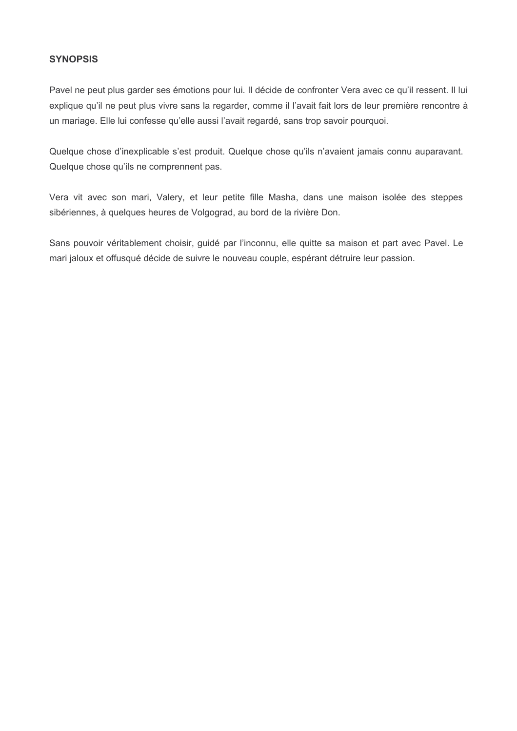**SYNOPSIS**

Pavel ne peut plus garder ses émotions pour lui. Il décide de confronter Vera avec ce qu'il ressent. Il lui explique qu'il ne peut plus vivre sans la regarder, comme il l'avait fait lors de leur première rencontre à un mariage. Elle lui confesse qu'elle aussi l'avait regardé, sans trop savoir pourquoi.

Quelque chose d'inexplicable s'est produit. Quelque chose qu'ils n'avaient jamais connu auparavant. Quelque chose qu'ils ne comprennent pas.

Vera vit avec son mari, Valery, et leur petite fille Masha, dans une maison isolée des steppes sibériennes, à quelques heures de Volgograd, au bord de la rivière Don.

Sans pouvoir véritablement choisir, guidé par l'inconnu, elle quitte sa maison et part avec Pavel. Le mari jaloux et offusqué décide de suivre le nouveau couple, espérant détruire leur passion.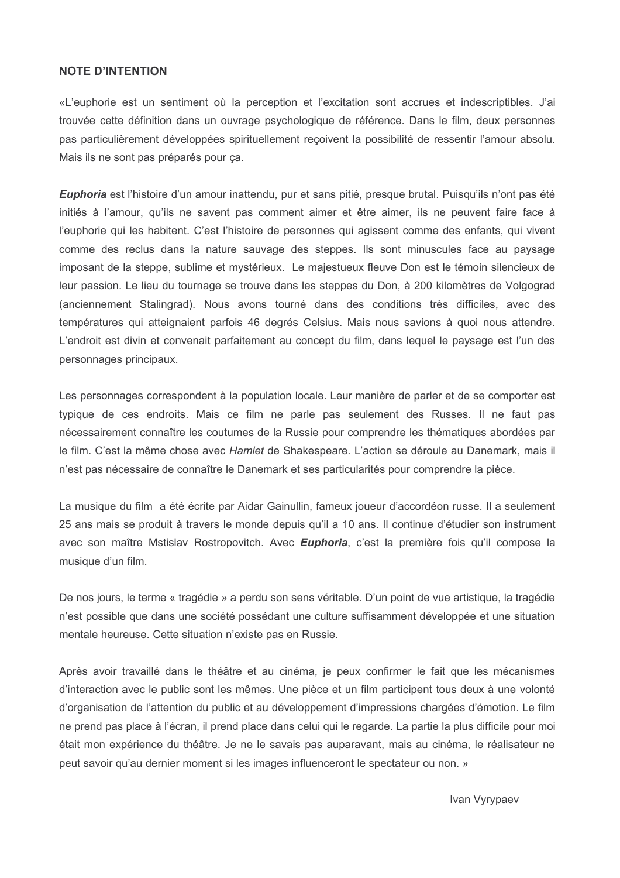**NOTE D'INTENTION**

«L'euphorie est un sentiment où la perception et l'excitation sont accrues et indescriptibles. J'ai trouvée cette définition dans un ouvrage psychologique de référence. Dans le film, deux personnes pas particulièrement développées spirituellement reçoivent la possibilité de ressentir l'amour absolu. Mais ils ne sont pas préparés pour ça.

***Euphoria*** est l'histoire d'un amour inattendu, pur et sans pitié, presque brutal. Puisqu'ils n'ont pas été initiés à l'amour, qu'ils ne savent pas comment aimer et être aimer, ils ne peuvent faire face à l'euphorie qui les habitent. C'est l'histoire de personnes qui agissent comme des enfants, qui vivent comme des reclus dans la nature sauvage des steppes. Ils sont minuscules face au paysage imposant de la steppe, sublime et mystérieux. Le majestueux fleuve Don est le témoin silencieux de leur passion. Le lieu du tournage se trouve dans les steppes du Don, à 200 kilomètres de Volgograd (anciennement Stalingrad). Nous avons tourné dans des conditions très difficiles, avec des températures qui atteignaient parfois 46 degrés Celsius. Mais nous savions à quoi nous attendre. L'endroit est divin et convenait parfaitement au concept du film, dans lequel le paysage est l'un des personnages principaux.

Les personnages correspondent à la population locale. Leur manière de parler et de se comporter est typique de ces endroits. Mais ce film ne parle pas seulement des Russes. Il ne faut pas nécessairement connaître les coutumes de la Russie pour comprendre les thématiques abordées par le film. C'est la même chose avec *Hamlet* de Shakespeare. L'action se déroule au Danemark, mais il n'est pas nécessaire de connaître le Danemark et ses particularités pour comprendre la pièce.

La musique du film a été écrite par Aidar Gainullin, fameux joueur d'accordéon russe. Il a seulement 25 ans mais se produit à travers le monde depuis qu'il a 10 ans. Il continue d'étudier son instrument avec son maître Mstislav Rostropovitch. Avec ***Euphoria***, c'est la première fois qu'il compose la musique d'un film.

De nos jours, le terme « tragédie » a perdu son sens véritable. D'un point de vue artistique, la tragédie n'est possible que dans une société possédant une culture suffisamment développée et une situation mentale heureuse. Cette situation n'existe pas en Russie.

Après avoir travaillé dans le théâtre et au cinéma, je peux confirmer le fait que les mécanismes d'interaction avec le public sont les mêmes. Une pièce et un film participent tous deux à une volonté d'organisation de l'attention du public et au développement d'impressions chargées d'émotion. Le film ne prend pas place à l'écran, il prend place dans celui qui le regarde. La partie la plus difficile pour moi était mon expérience du théâtre. Je ne le savais pas auparavant, mais au cinéma, le réalisateur ne peut savoir qu'au dernier moment si les images influenceront le spectateur ou non. »

Ivan Vyrypaev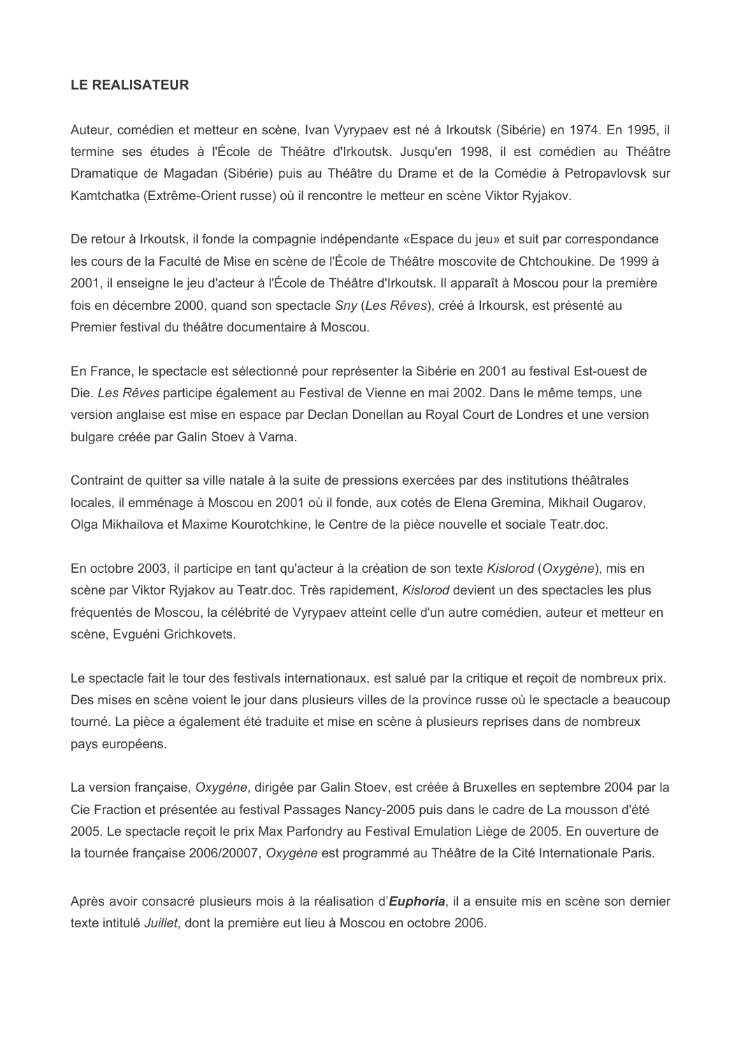**LE REALISATEUR**

Auteur, comédien et metteur en scène, Ivan Vyrypaev est né à Irkoutsk (Sibérie) en 1974. En 1995, il termine ses études à l'École de Théâtre d'Irkoutsk. Jusqu'en 1998, il est comédien au Théâtre Dramatique de Magadan (Sibérie) puis au Théâtre du Drame et de la Comédie à Petropavlovsk sur Kamtchatka (Extrême-Orient russe) où il rencontre le metteur en scène Viktor Ryjakov.

De retour à Irkoutsk, il fonde la compagnie indépendante «Espace du jeu» et suit par correspondance les cours de la Faculté de Mise en scène de l'École de Théâtre moscovite de Chtchoukine. De 1999 à 2001, il enseigne le jeu d'acteur à l'École de Théâtre d'Irkoutsk. Il apparaît à Moscou pour la première fois en décembre 2000, quand son spectacle *Sny* (*Les Rêves*), créé à Irkoursk, est présenté au Premier festival du théâtre documentaire à Moscou.

En France, le spectacle est sélectionné pour représenter la Sibérie en 2001 au festival Est-ouest de Die. *Les Rêves* participe également au Festival de Vienne en mai 2002. Dans le même temps, une version anglaise est mise en espace par Declan Donellan au Royal Court de Londres et une version bulgare créée par Galin Stoev à Varna.

Contraint de quitter sa ville natale à la suite de pressions exercées par des institutions théâtrales locales, il emménage à Moscou en 2001 où il fonde, aux cotés de Elena Gremina, Mikhail Ougarov, Olga Mikhailova et Maxime Kourotchkine, le Centre de la pièce nouvelle et sociale Teatr.doc.

En octobre 2003, il participe en tant qu'acteur à la création de son texte *Kislorod* (*Oxygène*), mis en scène par Viktor Ryjakov au Teatr.doc. Très rapidement, *Kislorod* devient un des spectacles les plus fréquentés de Moscou, la célébrité de Vyrypaev atteint celle d'un autre comédien, auteur et metteur en scène, Evguéni Grichkovets.

Le spectacle fait le tour des festivals internationaux, est salué par la critique et reçoit de nombreux prix. Des mises en scène voient le jour dans plusieurs villes de la province russe où le spectacle a beaucoup tourné. La pièce a également été traduite et mise en scène à plusieurs reprises dans de nombreux pays européens.

La version française, *Oxygène*, dirigée par Galin Stoev, est créée à Bruxelles en septembre 2004 par la Cie Fraction et présentée au festival Passages Nancy-2005 puis dans le cadre de La mousson d'été 2005. Le spectacle reçoit le prix Max Parfondry au Festival Emulation Liège de 2005. En ouverture de la tournée française 2006/20007, *Oxygène* est programmé au Théâtre de la Cité Internationale Paris.

Après avoir consacré plusieurs mois à la réalisation d'***Euphoria***, il a ensuite mis en scène son dernier texte intitulé *Juillet*, dont la première eut lieu à Moscou en octobre 2006.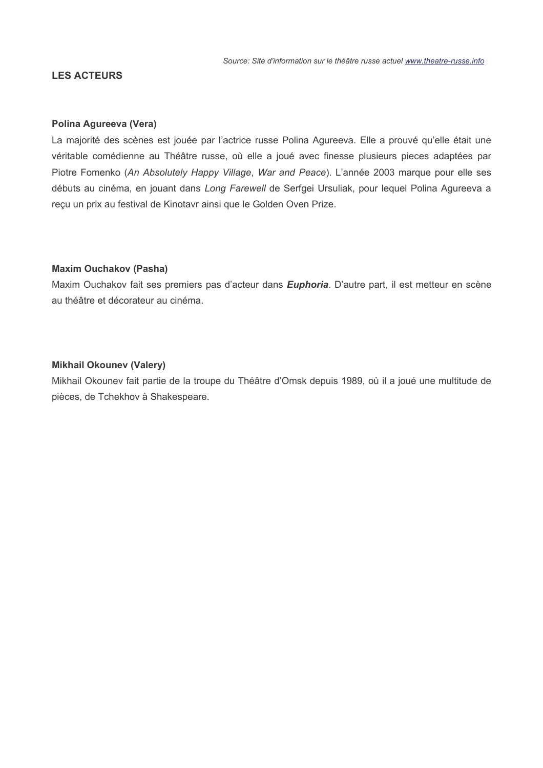*Source: Site d'information sur le théâtre russe actuel www.theatre-russe.info*

**LES ACTEURS**

**Polina Agureeva (Vera)**

La majorité des scènes est jouée par l'actrice russe Polina Agureeva. Elle a prouvé qu'elle était une véritable comédienne au Théâtre russe, où elle a joué avec finesse plusieurs pieces adaptées par Piotre Fomenko (*An Absolutely Happy Village*, *War and Peace*). L'année 2003 marque pour elle ses débuts au cinéma, en jouant dans *Long Farewell* de Serfgei Ursuliak, pour lequel Polina Agureeva a reçu un prix au festival de Kinotavr ainsi que le Golden Oven Prize.

**Maxim Ouchakov (Pasha)**

Maxim Ouchakov fait ses premiers pas d'acteur dans ***Euphoria***. D'autre part, il est metteur en scène au théâtre et décorateur au cinéma.

**Mikhail Okounev (Valery)**

Mikhail Okounev fait partie de la troupe du Théâtre d'Omsk depuis 1989, où il a joué une multitude de pièces, de Tchekhov à Shakespeare.